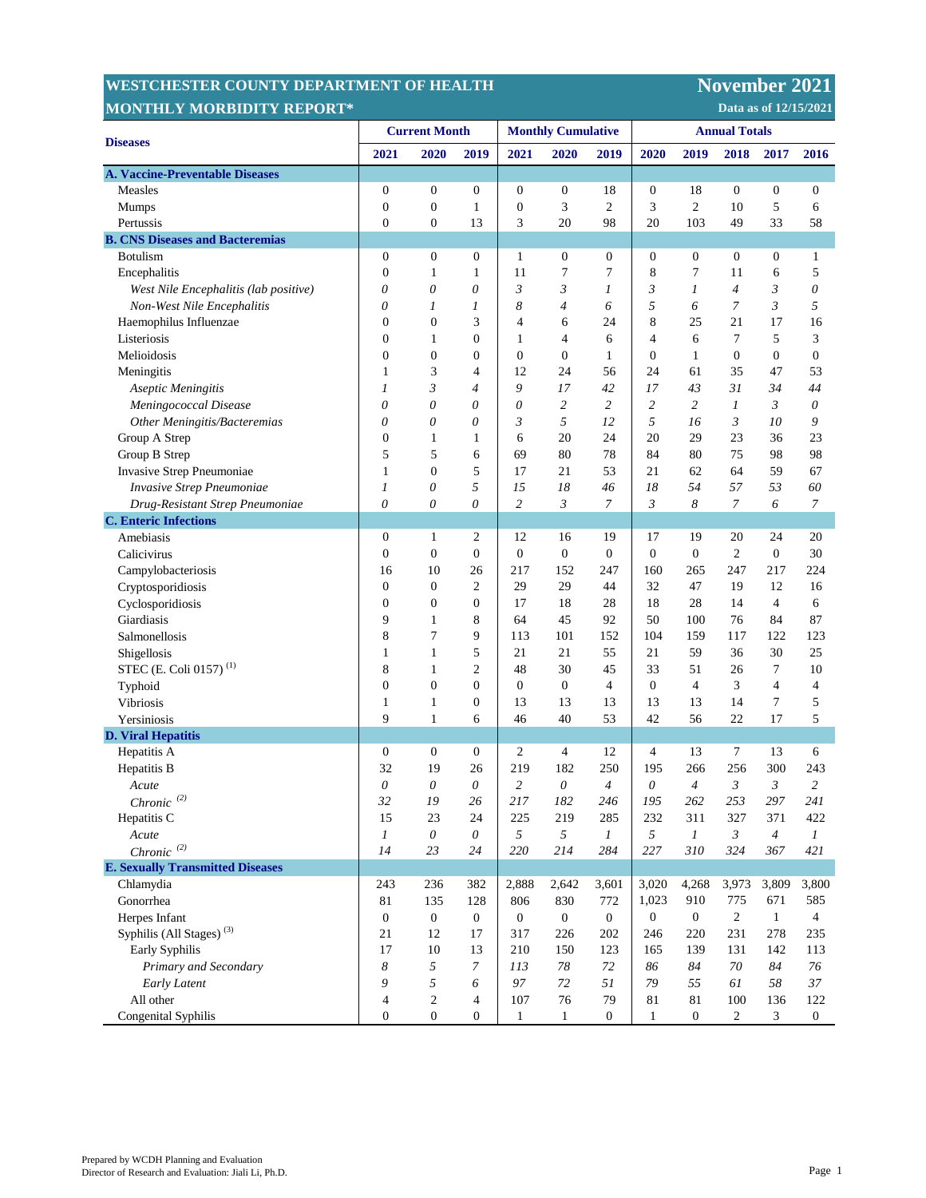# WESTCHESTER COUNTY DEPARTMENT OF HEALTH MONTHLY MORBIDITY REPORT*

**November 2021**

**Data as of 12/15/2021**

| Diseases | Current Month | | | Monthly Cumulative | | | Annual Totals | | | | |
|---|---|---|---|---|---|---|---|---|---|---|---|
| | 2021 | 2020 | 2019 | 2021 | 2020 | 2019 | 2020 | 2019 | 2018 | 2017 | 2016 |
| **A. Vaccine-Preventable Diseases** | | | | | | | | | | | |
| Measles | 0 | 0 | 0 | 0 | 0 | 18 | 0 | 18 | 0 | 0 | 0 |
| Mumps | 0 | 0 | 1 | 0 | 3 | 2 | 3 | 2 | 10 | 5 | 6 |
| Pertussis | 0 | 0 | 13 | 3 | 20 | 98 | 20 | 103 | 49 | 33 | 58 |
| **B. CNS Diseases and Bacteremias** | | | | | | | | | | | |
| Botulism | 0 | 0 | 0 | 1 | 0 | 0 | 0 | 0 | 0 | 0 | 1 |
| Encephalitis | 0 | 1 | 1 | 11 | 7 | 7 | 8 | 7 | 11 | 6 | 5 |
| *West Nile Encephalitis (lab positive)* | *0* | *0* | *0* | *3* | *3* | *1* | *3* | *1* | *4* | *3* | *0* |
| *Non-West Nile Encephalitis* | *0* | *1* | *1* | *8* | *4* | *6* | *5* | *6* | *7* | *3* | *5* |
| Haemophilus Influenzae | 0 | 0 | 3 | 4 | 6 | 24 | 8 | 25 | 21 | 17 | 16 |
| Listeriosis | 0 | 1 | 0 | 1 | 4 | 6 | 4 | 6 | 7 | 5 | 3 |
| Melioidosis | 0 | 0 | 0 | 0 | 0 | 1 | 0 | 1 | 0 | 0 | 0 |
| Meningitis | 1 | 3 | 4 | 12 | 24 | 56 | 24 | 61 | 35 | 47 | 53 |
| *Aseptic Meningitis* | *1* | *3* | *4* | *9* | *17* | *42* | *17* | *43* | *31* | *34* | *44* |
| *Meningococcal Disease* | *0* | *0* | *0* | *0* | *2* | *2* | *2* | *2* | *1* | *3* | *0* |
| *Other Meningitis/Bacteremias* | *0* | *0* | *0* | *3* | *5* | *12* | *5* | *16* | *3* | *10* | *9* |
| Group A Strep | 0 | 1 | 1 | 6 | 20 | 24 | 20 | 29 | 23 | 36 | 23 |
| Group B Strep | 5 | 5 | 6 | 69 | 80 | 78 | 84 | 80 | 75 | 98 | 98 |
| Invasive Strep Pneumoniae | 1 | 0 | 5 | 17 | 21 | 53 | 21 | 62 | 64 | 59 | 67 |
| *Invasive Strep Pneumoniae* | *1* | *0* | *5* | *15* | *18* | *46* | *18* | *54* | *57* | *53* | *60* |
| *Drug-Resistant Strep Pneumoniae* | *0* | *0* | *0* | *2* | *3* | *7* | *3* | *8* | *7* | *6* | *7* |
| **C. Enteric Infections** | | | | | | | | | | | |
| Amebiasis | 0 | 1 | 2 | 12 | 16 | 19 | 17 | 19 | 20 | 24 | 20 |
| Calicivirus | 0 | 0 | 0 | 0 | 0 | 0 | 0 | 0 | 2 | 0 | 30 |
| Campylobacteriosis | 16 | 10 | 26 | 217 | 152 | 247 | 160 | 265 | 247 | 217 | 224 |
| Cryptosporidiosis | 0 | 0 | 2 | 29 | 29 | 44 | 32 | 47 | 19 | 12 | 16 |
| Cyclosporidiosis | 0 | 0 | 0 | 17 | 18 | 28 | 18 | 28 | 14 | 4 | 6 |
| Giardiasis | 9 | 1 | 8 | 64 | 45 | 92 | 50 | 100 | 76 | 84 | 87 |
| Salmonellosis | 8 | 7 | 9 | 113 | 101 | 152 | 104 | 159 | 117 | 122 | 123 |
| Shigellosis | 1 | 1 | 5 | 21 | 21 | 55 | 21 | 59 | 36 | 30 | 25 |
| STEC (E. Coli 0157) (1) | 8 | 1 | 2 | 48 | 30 | 45 | 33 | 51 | 26 | 7 | 10 |
| Typhoid | 0 | 0 | 0 | 0 | 0 | 4 | 0 | 4 | 3 | 4 | 4 |
| Vibriosis | 1 | 1 | 0 | 13 | 13 | 13 | 13 | 13 | 14 | 7 | 5 |
| Yersiniosis | 9 | 1 | 6 | 46 | 40 | 53 | 42 | 56 | 22 | 17 | 5 |
| **D. Viral Hepatitis** | | | | | | | | | | | |
| Hepatitis A | 0 | 0 | 0 | 2 | 4 | 12 | 4 | 13 | 7 | 13 | 6 |
| Hepatitis B | 32 | 19 | 26 | 219 | 182 | 250 | 195 | 266 | 256 | 300 | 243 |
| *Acute* | *0* | *0* | *0* | *2* | *0* | *4* | *0* | *4* | *3* | *3* | *2* |
| *Chronic (2)* | *32* | *19* | *26* | *217* | *182* | *246* | *195* | *262* | *253* | *297* | *241* |
| Hepatitis C | 15 | 23 | 24 | 225 | 219 | 285 | 232 | 311 | 327 | 371 | 422 |
| *Acute* | *1* | *0* | *0* | *5* | *5* | *1* | *5* | *1* | *3* | *4* | *1* |
| *Chronic (2)* | *14* | *23* | *24* | *220* | *214* | *284* | *227* | *310* | *324* | *367* | *421* |
| **E. Sexually Transmitted Diseases** | | | | | | | | | | | |
| Chlamydia | 243 | 236 | 382 | 2,888 | 2,642 | 3,601 | 3,020 | 4,268 | 3,973 | 3,809 | 3,800 |
| Gonorrhea | 81 | 135 | 128 | 806 | 830 | 772 | 1,023 | 910 | 775 | 671 | 585 |
| Herpes Infant | 0 | 0 | 0 | 0 | 0 | 0 | 0 | 0 | 2 | 1 | 4 |
| Syphilis (All Stages) (3) | 21 | 12 | 17 | 317 | 226 | 202 | 246 | 220 | 231 | 278 | 235 |
| Early Syphilis | 17 | 10 | 13 | 210 | 150 | 123 | 165 | 139 | 131 | 142 | 113 |
| *Primary and Secondary* | *8* | *5* | *7* | *113* | *78* | *72* | *86* | *84* | *70* | *84* | *76* |
| *Early Latent* | *9* | *5* | *6* | *97* | *72* | *51* | *79* | *55* | *61* | *58* | *37* |
| All other | 4 | 2 | 4 | 107 | 76 | 79 | 81 | 81 | 100 | 136 | 122 |
| Congenital Syphilis | 0 | 0 | 0 | 1 | 1 | 0 | 1 | 0 | 2 | 3 | 0 |

Prepared by WCDH Planning and Evaluation
Director of Research and Evaluation: Jiali Li, Ph.D.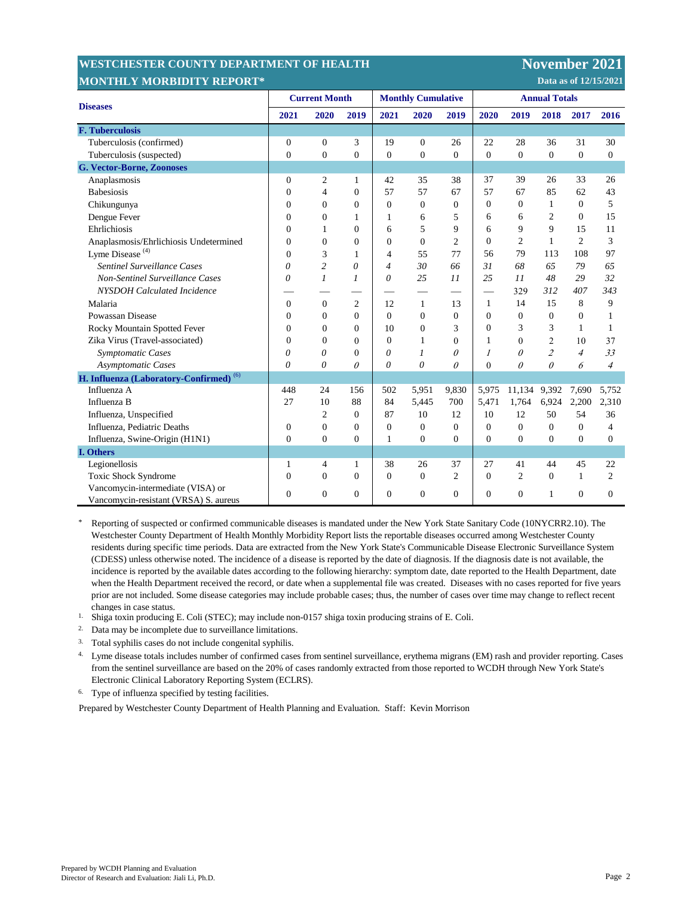# WESTCHESTER COUNTY DEPARTMENT OF HEALTH MONTHLY MORBIDITY REPORT*

**November 2021**

**Data as of 12/15/2021**

| Diseases | Current Month | | | Monthly Cumulative | | | Annual Totals | | | | |
|---|---|---|---|---|---|---|---|---|---|---|---|
| | 2021 | 2020 | 2019 | 2021 | 2020 | 2019 | 2020 | 2019 | 2018 | 2017 | 2016 |
| **F. Tuberculosis** | | | | | | | | | | | |
| Tuberculosis (confirmed) | 0 | 0 | 3 | 19 | 0 | 26 | 22 | 28 | 36 | 31 | 30 |
| Tuberculosis (suspected) | 0 | 0 | 0 | 0 | 0 | 0 | 0 | 0 | 0 | 0 | 0 |
| **G. Vector-Borne, Zoonoses** | | | | | | | | | | | |
| Anaplasmosis | 0 | 2 | 1 | 42 | 35 | 38 | 37 | 39 | 26 | 33 | 26 |
| Babesiosis | 0 | 4 | 0 | 57 | 57 | 67 | 57 | 67 | 85 | 62 | 43 |
| Chikungunya | 0 | 0 | 0 | 0 | 0 | 0 | 0 | 0 | 1 | 0 | 5 |
| Dengue Fever | 0 | 0 | 1 | 1 | 6 | 5 | 6 | 6 | 2 | 0 | 15 |
| Ehrlichiosis | 0 | 1 | 0 | 6 | 5 | 9 | 6 | 9 | 9 | 15 | 11 |
| Anaplasmosis/Ehrlichiosis Undetermined | 0 | 0 | 0 | 0 | 0 | 2 | 0 | 2 | 1 | 2 | 3 |
| Lyme Disease [4] | 0 | 3 | 1 | 4 | 55 | 77 | 56 | 79 | 113 | 108 | 97 |
| *Sentinel Surveillance Cases* | *0* | *2* | *0* | *4* | *30* | *66* | *31* | *68* | *65* | *79* | *65* |
| *Non-Sentinel Surveillance Cases* | *0* | *1* | *1* | *0* | *25* | *11* | *25* | *11* | *48* | *29* | *32* |
| *NYSDOH Calculated Incidence* | — | — | — | — | — | — | — | 329 | *312* | *407* | *343* |
| Malaria | 0 | 0 | 2 | 12 | 1 | 13 | 1 | 14 | 15 | 8 | 9 |
| Powassan Disease | 0 | 0 | 0 | 0 | 0 | 0 | 0 | 0 | 0 | 0 | 1 |
| Rocky Mountain Spotted Fever | 0 | 0 | 0 | 10 | 0 | 3 | 0 | 3 | 3 | 1 | 1 |
| Zika Virus (Travel-associated) | 0 | 0 | 0 | 0 | 1 | 0 | 1 | 0 | 2 | 10 | 37 |
| *Symptomatic Cases* | *0* | *0* | 0 | *0* | *1* | *0* | *1* | *0* | *2* | *4* | *33* |
| *Asymptomatic Cases* | *0* | *0* | *0* | *0* | *0* | *0* | 0 | *0* | *0* | *6* | *4* |
| **H. Influenza (Laboratory-Confirmed) [6]** | | | | | | | | | | | |
| Influenza A | 448 | 24 | 156 | 502 | 5,951 | 9,830 | 5,975 | 11,134 | 9,392 | 7,690 | 5,752 |
| Influenza B | 27 | 10 | 88 | 84 | 5,445 | 700 | 5,471 | 1,764 | 6,924 | 2,200 | 2,310 |
| Influenza, Unspecified | | 2 | 0 | 87 | 10 | 12 | 10 | 12 | 50 | 54 | 36 |
| Influenza, Pediatric Deaths | 0 | 0 | 0 | 0 | 0 | 0 | 0 | 0 | 0 | 0 | 4 |
| Influenza, Swine-Origin (H1N1) | 0 | 0 | 0 | 1 | 0 | 0 | 0 | 0 | 0 | 0 | 0 |
| **I. Others** | | | | | | | | | | | |
| Legionellosis | 1 | 4 | 1 | 38 | 26 | 37 | 27 | 41 | 44 | 45 | 22 |
| Toxic Shock Syndrome | 0 | 0 | 0 | 0 | 0 | 2 | 0 | 2 | 0 | 1 | 2 |
| Vancomycin-intermediate (VISA) or Vancomycin-resistant (VRSA) S. aureus | 0 | 0 | 0 | 0 | 0 | 0 | 0 | 0 | 1 | 0 | 0 |

\* Reporting of suspected or confirmed communicable diseases is mandated under the New York State Sanitary Code (10NYCRR2.10). The Westchester County Department of Health Monthly Morbidity Report lists the reportable diseases occurred among Westchester County residents during specific time periods. Data are extracted from the New York State's Communicable Disease Electronic Surveillance System (CDESS) unless otherwise noted. The incidence of a disease is reported by the date of diagnosis. If the diagnosis date is not available, the incidence is reported by the available dates according to the following hierarchy: symptom date, date reported to the Health Department, date when the Health Department received the record, or date when a supplemental file was created. Diseases with no cases reported for five years prior are not included. Some disease categories may include probable cases; thus, the number of cases over time may change to reflect recent changes in case status.

1. Shiga toxin producing E. Coli (STEC); may include non-0157 shiga toxin producing strains of E. Coli.
2. Data may be incomplete due to surveillance limitations.
3. Total syphilis cases do not include congenital syphilis.
4. Lyme disease totals includes number of confirmed cases from sentinel surveillance, erythema migrans (EM) rash and provider reporting. Cases from the sentinel surveillance are based on the 20% of cases randomly extracted from those reported to WCDH through New York State's Electronic Clinical Laboratory Reporting System (ECLRS).
6. Type of influenza specified by testing facilities.

Prepared by Westchester County Department of Health Planning and Evaluation. Staff: Kevin Morrison

Prepared by WCDH Planning and Evaluation
Director of Research and Evaluation: Jiali Li, Ph.D.